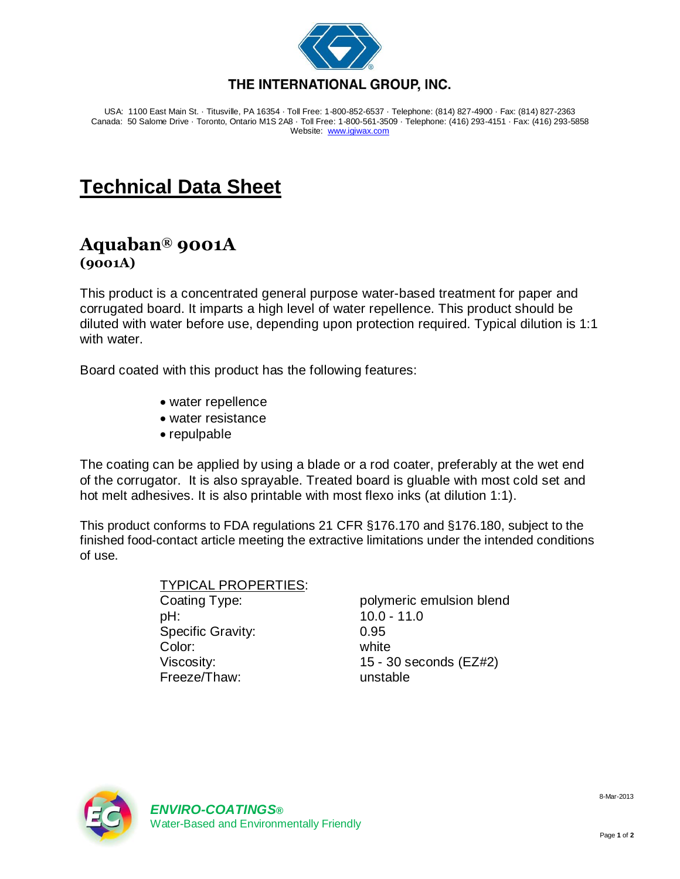**THE INTERNATIONAL GROUP, INC.**

USA: 1100 East Main St. · Titusville, PA 16354 · Toll Free: 1-800-852-6537 · Telephone: (814) 827-4900 · Fax: (814) 827-2363
Canada: 50 Salome Drive · Toronto, Ontario M1S 2A8 · Toll Free: 1-800-561-3509 · Telephone: (416) 293-4151 · Fax: (416) 293-5858
Website: www.igiwax.com

# Technical Data Sheet

## Aquaban® 9001A
### (9001A)

This product is a concentrated general purpose water-based treatment for paper and corrugated board. It imparts a high level of water repellence. This product should be diluted with water before use, depending upon protection required. Typical dilution is 1:1 with water.

Board coated with this product has the following features:

- water repellence
- water resistance
- repulpable

The coating can be applied by using a blade or a rod coater, preferably at the wet end of the corrugator. It is also sprayable. Treated board is gluable with most cold set and hot melt adhesives. It is also printable with most flexo inks (at dilution 1:1).

This product conforms to FDA regulations 21 CFR §176.170 and §176.180, subject to the finished food-contact article meeting the extractive limitations under the intended conditions of use.

TYPICAL PROPERTIES:

| | |
|---|---|
| Coating Type: | polymeric emulsion blend |
| pH: | 10.0 - 11.0 |
| Specific Gravity: | 0.95 |
| Color: | white |
| Viscosity: | 15 - 30 seconds (EZ#2) |
| Freeze/Thaw: | unstable |

***ENVIRO-COATINGS®***
Water-Based and Environmentally Friendly

8-Mar-2013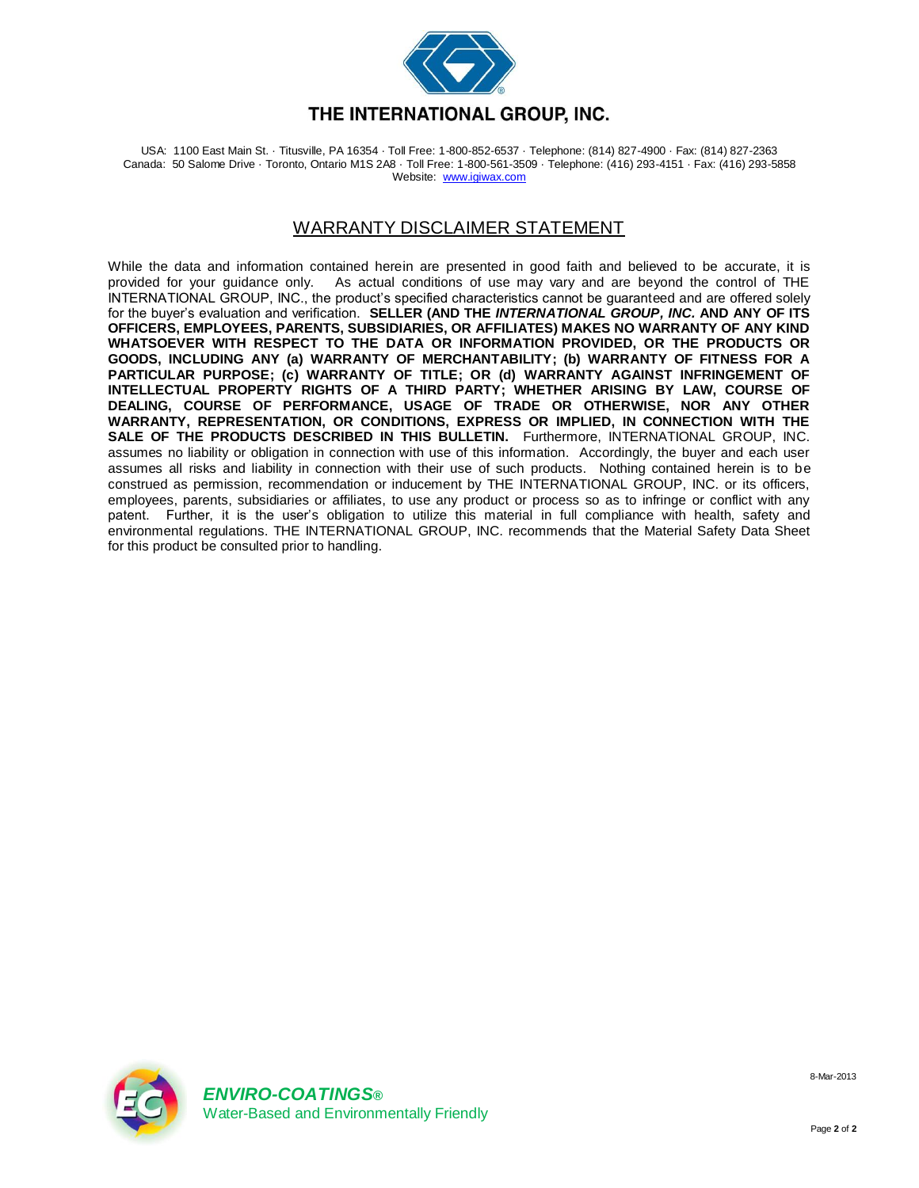# THE INTERNATIONAL GROUP, INC.

USA: 1100 East Main St. · Titusville, PA 16354 · Toll Free: 1-800-852-6537 · Telephone: (814) 827-4900 · Fax: (814) 827-2363
Canada: 50 Salome Drive · Toronto, Ontario M1S 2A8 · Toll Free: 1-800-561-3509 · Telephone: (416) 293-4151 · Fax: (416) 293-5858
Website: www.igiwax.com

## WARRANTY DISCLAIMER STATEMENT

While the data and information contained herein are presented in good faith and believed to be accurate, it is provided for your guidance only. As actual conditions of use may vary and are beyond the control of THE INTERNATIONAL GROUP, INC., the product's specified characteristics cannot be guaranteed and are offered solely for the buyer's evaluation and verification. **SELLER (AND THE *INTERNATIONAL GROUP, INC.* AND ANY OF ITS OFFICERS, EMPLOYEES, PARENTS, SUBSIDIARIES, OR AFFILIATES) MAKES NO WARRANTY OF ANY KIND WHATSOEVER WITH RESPECT TO THE DATA OR INFORMATION PROVIDED, OR THE PRODUCTS OR GOODS, INCLUDING ANY (a) WARRANTY OF MERCHANTABILITY; (b) WARRANTY OF FITNESS FOR A PARTICULAR PURPOSE; (c) WARRANTY OF TITLE; OR (d) WARRANTY AGAINST INFRINGEMENT OF INTELLECTUAL PROPERTY RIGHTS OF A THIRD PARTY; WHETHER ARISING BY LAW, COURSE OF DEALING, COURSE OF PERFORMANCE, USAGE OF TRADE OR OTHERWISE, NOR ANY OTHER WARRANTY, REPRESENTATION, OR CONDITIONS, EXPRESS OR IMPLIED, IN CONNECTION WITH THE SALE OF THE PRODUCTS DESCRIBED IN THIS BULLETIN.** Furthermore, INTERNATIONAL GROUP, INC. assumes no liability or obligation in connection with use of this information. Accordingly, the buyer and each user assumes all risks and liability in connection with their use of such products. Nothing contained herein is to be construed as permission, recommendation or inducement by THE INTERNATIONAL GROUP, INC. or its officers, employees, parents, subsidiaries or affiliates, to use any product or process so as to infringe or conflict with any patent. Further, it is the user's obligation to utilize this material in full compliance with health, safety and environmental regulations. THE INTERNATIONAL GROUP, INC. recommends that the Material Safety Data Sheet for this product be consulted prior to handling.

***ENVIRO-COATINGS®***
Water-Based and Environmentally Friendly

8-Mar-2013